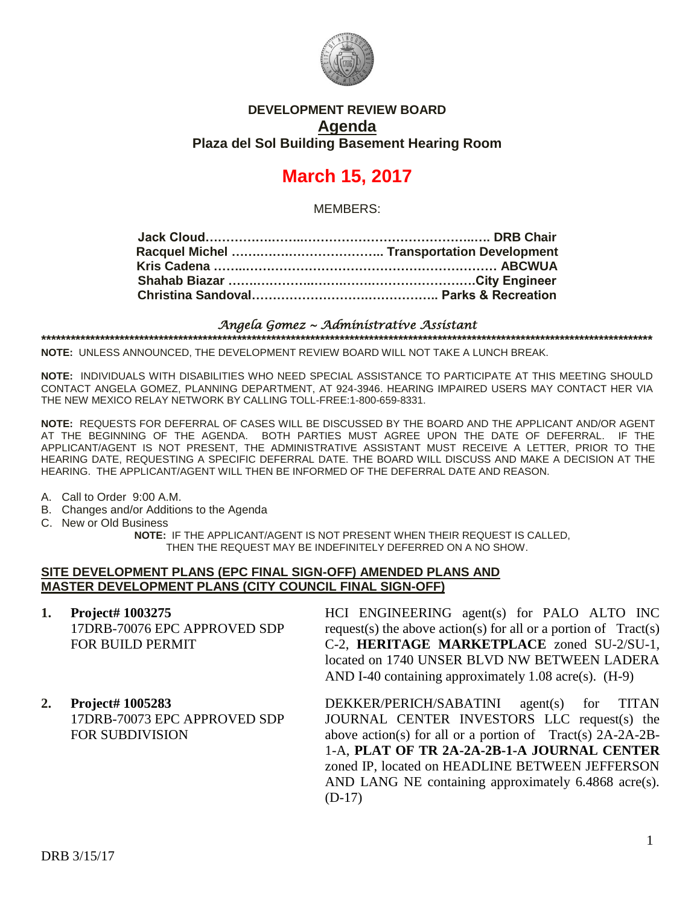# DEVELOPMENT REVIEW BOARD

## Agenda

### Plaza del Sol Building Basement Hearing Room

# March 15, 2017

MEMBERS:

**Jack Cloud………………………………………………………….. DRB Chair**
**Racquel Michel ……………………………….. Transportation Development**
**Kris Cadena ……………………………………………………………… ABCWUA**
**Shahab Biazar ……………………………………………………….City Engineer**
**Christina Sandoval…………………………………………. Parks & Recreation**

*Angela Gomez ~ Administrative Assistant*

**NOTE:** UNLESS ANNOUNCED, THE DEVELOPMENT REVIEW BOARD WILL NOT TAKE A LUNCH BREAK.

**NOTE:** INDIVIDUALS WITH DISABILITIES WHO NEED SPECIAL ASSISTANCE TO PARTICIPATE AT THIS MEETING SHOULD CONTACT ANGELA GOMEZ, PLANNING DEPARTMENT, AT 924-3946. HEARING IMPAIRED USERS MAY CONTACT HER VIA THE NEW MEXICO RELAY NETWORK BY CALLING TOLL-FREE:1-800-659-8331.

**NOTE:** REQUESTS FOR DEFERRAL OF CASES WILL BE DISCUSSED BY THE BOARD AND THE APPLICANT AND/OR AGENT AT THE BEGINNING OF THE AGENDA. BOTH PARTIES MUST AGREE UPON THE DATE OF DEFERRAL. IF THE APPLICANT/AGENT IS NOT PRESENT, THE ADMINISTRATIVE ASSISTANT MUST RECEIVE A LETTER, PRIOR TO THE HEARING DATE, REQUESTING A SPECIFIC DEFERRAL DATE. THE BOARD WILL DISCUSS AND MAKE A DECISION AT THE HEARING. THE APPLICANT/AGENT WILL THEN BE INFORMED OF THE DEFERRAL DATE AND REASON.

A. Call to Order 9:00 A.M.
B. Changes and/or Additions to the Agenda
C. New or Old Business

**NOTE:** IF THE APPLICANT/AGENT IS NOT PRESENT WHEN THEIR REQUEST IS CALLED, THEN THE REQUEST MAY BE INDEFINITELY DEFERRED ON A NO SHOW.

## SITE DEVELOPMENT PLANS (EPC FINAL SIGN-OFF) AMENDED PLANS AND MASTER DEVELOPMENT PLANS (CITY COUNCIL FINAL SIGN-OFF)

**1. Project# 1003275**
17DRB-70076 EPC APPROVED SDP FOR BUILD PERMIT

HCI ENGINEERING agent(s) for PALO ALTO INC request(s) the above action(s) for all or a portion of Tract(s) C-2, **HERITAGE MARKETPLACE** zoned SU-2/SU-1, located on 1740 UNSER BLVD NW BETWEEN LADERA AND I-40 containing approximately 1.08 acre(s). (H-9)

**2. Project# 1005283**
17DRB-70073 EPC APPROVED SDP FOR SUBDIVISION

DEKKER/PERICH/SABATINI agent(s) for TITAN JOURNAL CENTER INVESTORS LLC request(s) the above action(s) for all or a portion of Tract(s) 2A-2A-2B-1-A, **PLAT OF TR 2A-2A-2B-1-A JOURNAL CENTER** zoned IP, located on HEADLINE BETWEEN JEFFERSON AND LANG NE containing approximately 6.4868 acre(s). (D-17)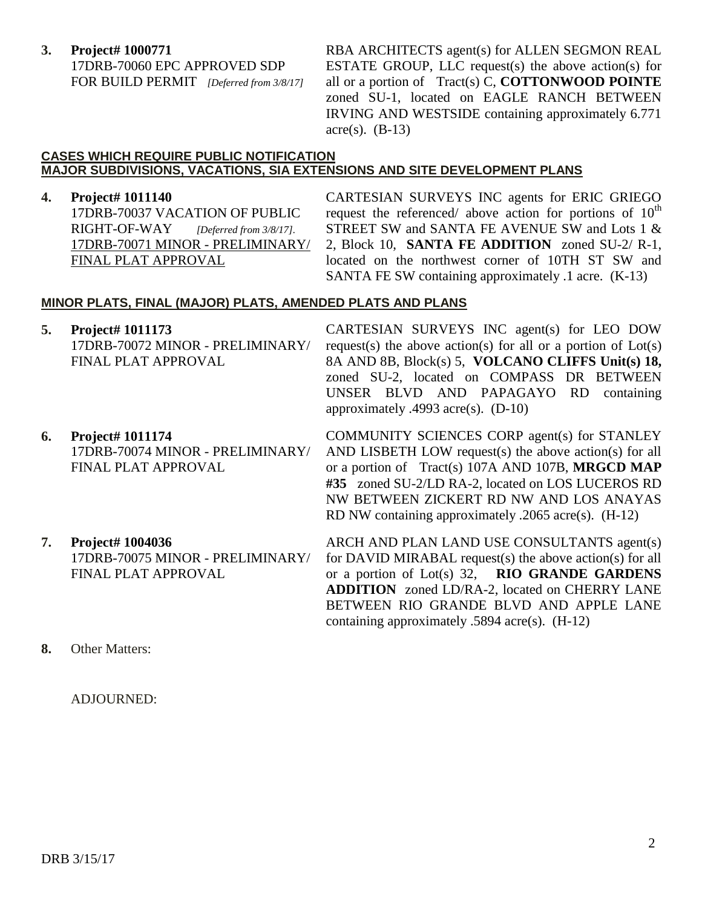**3. Project# 1000771**
17DRB-70060 EPC APPROVED SDP FOR BUILD PERMIT *[Deferred from 3/8/17]*

RBA ARCHITECTS agent(s) for ALLEN SEGMON REAL ESTATE GROUP, LLC request(s) the above action(s) for all or a portion of Tract(s) C, **COTTONWOOD POINTE** zoned SU-1, located on EAGLE RANCH BETWEEN IRVING AND WESTSIDE containing approximately 6.771 acre(s). (B-13)

**CASES WHICH REQUIRE PUBLIC NOTIFICATION**
**MAJOR SUBDIVISIONS, VACATIONS, SIA EXTENSIONS AND SITE DEVELOPMENT PLANS**

**4. Project# 1011140**
17DRB-70037 VACATION OF PUBLIC RIGHT-OF-WAY *[Deferred from 3/8/17]*.
17DRB-70071 MINOR - PRELIMINARY/ FINAL PLAT APPROVAL

CARTESIAN SURVEYS INC agents for ERIC GRIEGO request the referenced/ above action for portions of 10th STREET SW and SANTA FE AVENUE SW and Lots 1 & 2, Block 10, **SANTA FE ADDITION** zoned SU-2/ R-1, located on the northwest corner of 10TH ST SW and SANTA FE SW containing approximately .1 acre. (K-13)

**MINOR PLATS, FINAL (MAJOR) PLATS, AMENDED PLATS AND PLANS**

**5. Project# 1011173**
17DRB-70072 MINOR - PRELIMINARY/ FINAL PLAT APPROVAL

CARTESIAN SURVEYS INC agent(s) for LEO DOW request(s) the above action(s) for all or a portion of Lot(s) 8A AND 8B, Block(s) 5, **VOLCANO CLIFFS Unit(s) 18,** zoned SU-2, located on COMPASS DR BETWEEN UNSER BLVD AND PAPAGAYO RD containing approximately .4993 acre(s). (D-10)

**6. Project# 1011174**
17DRB-70074 MINOR - PRELIMINARY/ FINAL PLAT APPROVAL

COMMUNITY SCIENCES CORP agent(s) for STANLEY AND LISBETH LOW request(s) the above action(s) for all or a portion of Tract(s) 107A AND 107B, **MRGCD MAP #35** zoned SU-2/LD RA-2, located on LOS LUCEROS RD NW BETWEEN ZICKERT RD NW AND LOS ANAYAS RD NW containing approximately .2065 acre(s). (H-12)

**7. Project# 1004036**
17DRB-70075 MINOR - PRELIMINARY/ FINAL PLAT APPROVAL

ARCH AND PLAN LAND USE CONSULTANTS agent(s) for DAVID MIRABAL request(s) the above action(s) for all or a portion of Lot(s) 32, **RIO GRANDE GARDENS ADDITION** zoned LD/RA-2, located on CHERRY LANE BETWEEN RIO GRANDE BLVD AND APPLE LANE containing approximately .5894 acre(s). (H-12)

**8.** Other Matters:

ADJOURNED: